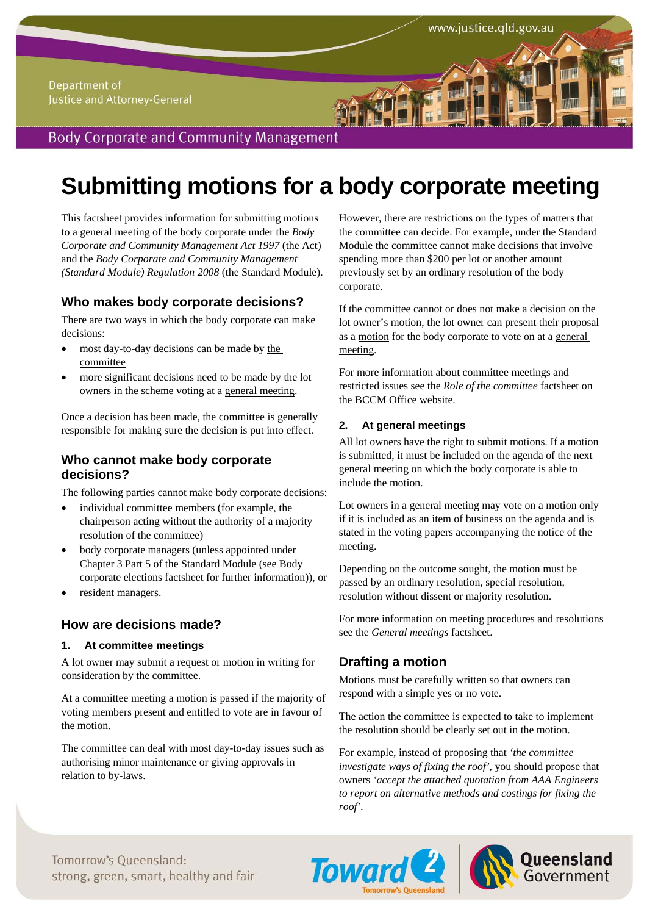# Submitting motions for a body corporate meeting

This factsheet provides information for submitting motions to a general meeting of the body corporate under the *Body Corporate and Community Management Act 1997* (the Act) and the *Body Corporate and Community Management (Standard Module) Regulation 2008* (the Standard Module).

## Who makes body corporate decisions?

There are two ways in which the body corporate can make decisions:

- most day-to-day decisions can be made by the committee
- more significant decisions need to be made by the lot owners in the scheme voting at a general meeting.

Once a decision has been made, the committee is generally responsible for making sure the decision is put into effect.

## Who cannot make body corporate decisions?

The following parties cannot make body corporate decisions:

- individual committee members (for example, the chairperson acting without the authority of a majority resolution of the committee)
- body corporate managers (unless appointed under Chapter 3 Part 5 of the Standard Module (see Body corporate elections factsheet for further information)), or
- resident managers.

## How are decisions made?

### 1. At committee meetings

A lot owner may submit a request or motion in writing for consideration by the committee.

At a committee meeting a motion is passed if the majority of voting members present and entitled to vote are in favour of the motion.

The committee can deal with most day-to-day issues such as authorising minor maintenance or giving approvals in relation to by-laws.

However, there are restrictions on the types of matters that the committee can decide. For example, under the Standard Module the committee cannot make decisions that involve spending more than $200 per lot or another amount previously set by an ordinary resolution of the body corporate.

If the committee cannot or does not make a decision on the lot owner's motion, the lot owner can present their proposal as a motion for the body corporate to vote on at a general meeting.

For more information about committee meetings and restricted issues see the *Role of the committee* factsheet on the BCCM Office website.

### 2. At general meetings

All lot owners have the right to submit motions. If a motion is submitted, it must be included on the agenda of the next general meeting on which the body corporate is able to include the motion.

Lot owners in a general meeting may vote on a motion only if it is included as an item of business on the agenda and is stated in the voting papers accompanying the notice of the meeting.

Depending on the outcome sought, the motion must be passed by an ordinary resolution, special resolution, resolution without dissent or majority resolution.

For more information on meeting procedures and resolutions see the *General meetings* factsheet.

## Drafting a motion

Motions must be carefully written so that owners can respond with a simple yes or no vote.

The action the committee is expected to take to implement the resolution should be clearly set out in the motion.

For example, instead of proposing that *'the committee investigate ways of fixing the roof'*, you should propose that owners *'accept the attached quotation from AAA Engineers to report on alternative methods and costings for fixing the roof'*.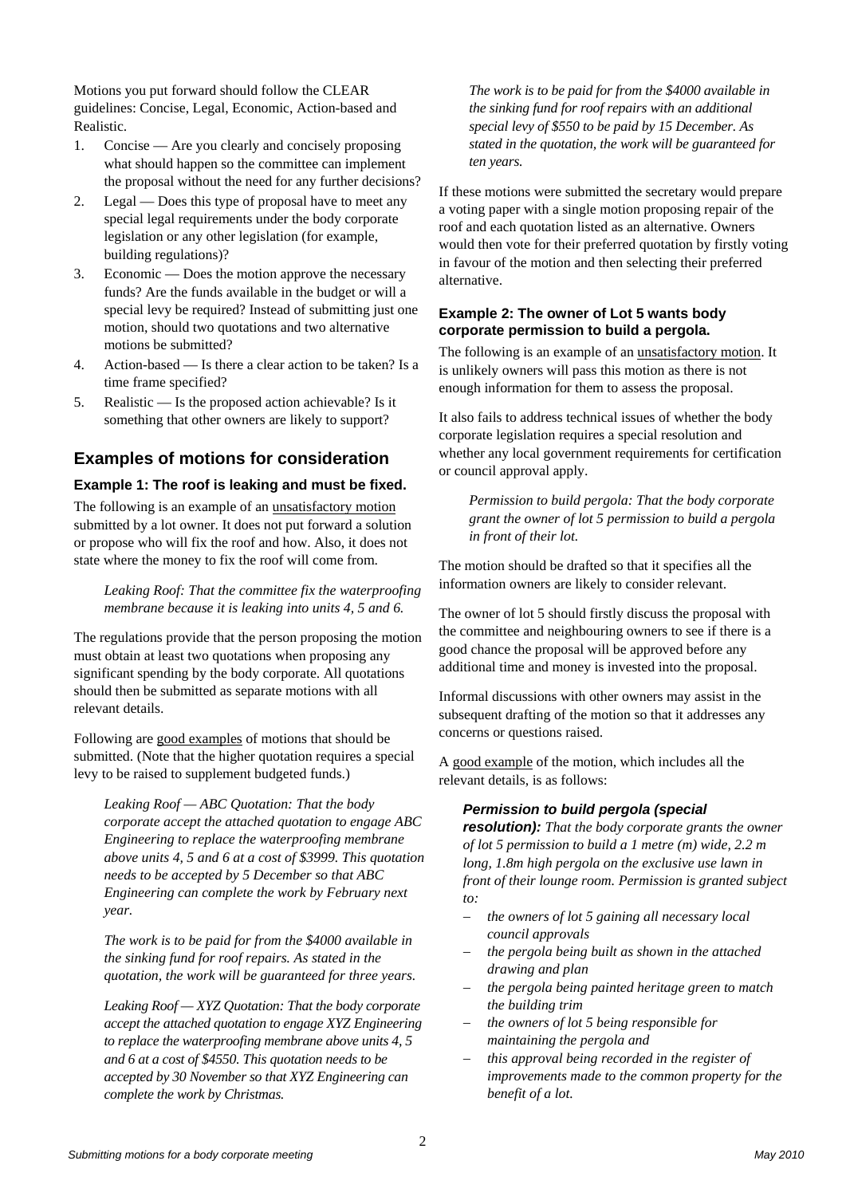Motions you put forward should follow the CLEAR guidelines: Concise, Legal, Economic, Action-based and Realistic.

1. Concise — Are you clearly and concisely proposing what should happen so the committee can implement the proposal without the need for any further decisions?
2. Legal — Does this type of proposal have to meet any special legal requirements under the body corporate legislation or any other legislation (for example, building regulations)?
3. Economic — Does the motion approve the necessary funds? Are the funds available in the budget or will a special levy be required? Instead of submitting just one motion, should two quotations and two alternative motions be submitted?
4. Action-based — Is there a clear action to be taken? Is a time frame specified?
5. Realistic — Is the proposed action achievable? Is it something that other owners are likely to support?

## Examples of motions for consideration

### Example 1: The roof is leaking and must be fixed.

The following is an example of an unsatisfactory motion submitted by a lot owner. It does not put forward a solution or propose who will fix the roof and how. Also, it does not state where the money to fix the roof will come from.

> *Leaking Roof: That the committee fix the waterproofing membrane because it is leaking into units 4, 5 and 6.*

The regulations provide that the person proposing the motion must obtain at least two quotations when proposing any significant spending by the body corporate. All quotations should then be submitted as separate motions with all relevant details.

Following are good examples of motions that should be submitted. (Note that the higher quotation requires a special levy to be raised to supplement budgeted funds.)

> *Leaking Roof — ABC Quotation: That the body corporate accept the attached quotation to engage ABC Engineering to replace the waterproofing membrane above units 4, 5 and 6 at a cost of $3999. This quotation needs to be accepted by 5 December so that ABC Engineering can complete the work by February next year.*
>
> *The work is to be paid for from the $4000 available in the sinking fund for roof repairs. As stated in the quotation, the work will be guaranteed for three years.*
>
> *Leaking Roof — XYZ Quotation: That the body corporate accept the attached quotation to engage XYZ Engineering to replace the waterproofing membrane above units 4, 5 and 6 at a cost of $4550. This quotation needs to be accepted by 30 November so that XYZ Engineering can complete the work by Christmas.*
>
> *The work is to be paid for from the $4000 available in the sinking fund for roof repairs with an additional special levy of $550 to be paid by 15 December. As stated in the quotation, the work will be guaranteed for ten years.*

If these motions were submitted the secretary would prepare a voting paper with a single motion proposing repair of the roof and each quotation listed as an alternative. Owners would then vote for their preferred quotation by firstly voting in favour of the motion and then selecting their preferred alternative.

### Example 2: The owner of Lot 5 wants body corporate permission to build a pergola.

The following is an example of an unsatisfactory motion. It is unlikely owners will pass this motion as there is not enough information for them to assess the proposal.

It also fails to address technical issues of whether the body corporate legislation requires a special resolution and whether any local government requirements for certification or council approval apply.

> *Permission to build pergola: That the body corporate grant the owner of lot 5 permission to build a pergola in front of their lot.*

The motion should be drafted so that it specifies all the information owners are likely to consider relevant.

The owner of lot 5 should firstly discuss the proposal with the committee and neighbouring owners to see if there is a good chance the proposal will be approved before any additional time and money is invested into the proposal.

Informal discussions with other owners may assist in the subsequent drafting of the motion so that it addresses any concerns or questions raised.

A good example of the motion, which includes all the relevant details, is as follows:

> ***Permission to build pergola (special resolution):*** *That the body corporate grants the owner of lot 5 permission to build a 1 metre (m) wide, 2.2 m long, 1.8m high pergola on the exclusive use lawn in front of their lounge room. Permission is granted subject to:*
>
> - *the owners of lot 5 gaining all necessary local council approvals*
> - *the pergola being built as shown in the attached drawing and plan*
> - *the pergola being painted heritage green to match the building trim*
> - *the owners of lot 5 being responsible for maintaining the pergola and*
> - *this approval being recorded in the register of improvements made to the common property for the benefit of a lot.*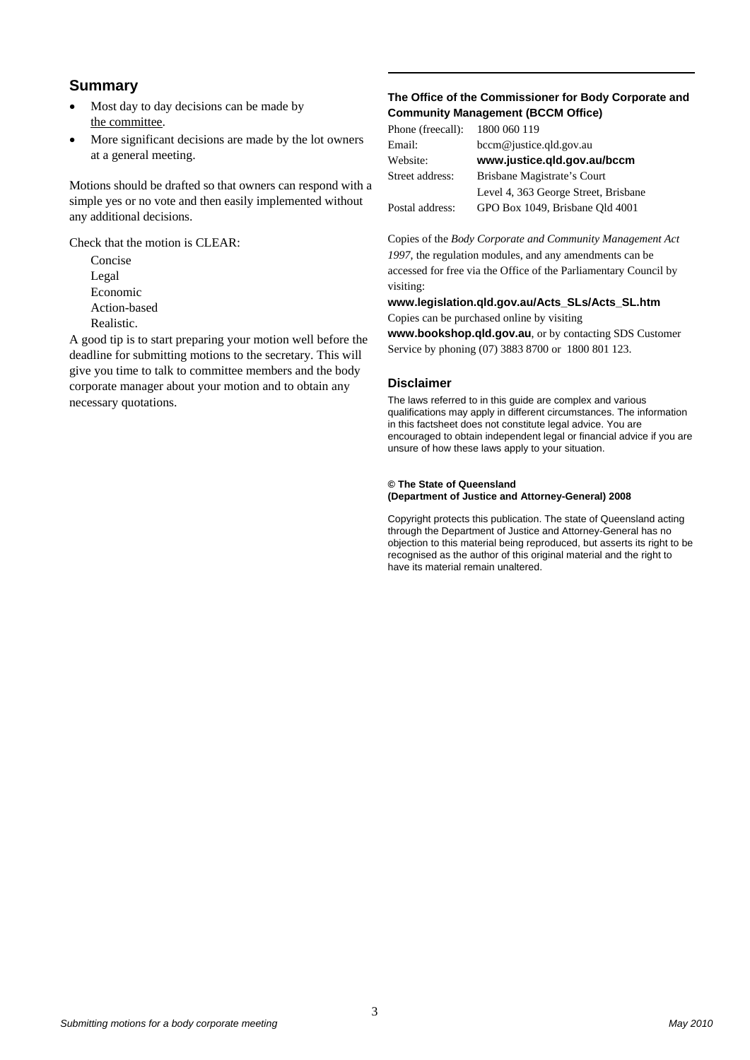## Summary

- Most day to day decisions can be made by the committee.
- More significant decisions are made by the lot owners at a general meeting.

Motions should be drafted so that owners can respond with a simple yes or no vote and then easily implemented without any additional decisions.

Check that the motion is CLEAR:

Concise
Legal
Economic
Action-based
Realistic.

A good tip is to start preparing your motion well before the deadline for submitting motions to the secretary. This will give you time to talk to committee members and the body corporate manager about your motion and to obtain any necessary quotations.

**The Office of the Commissioner for Body Corporate and Community Management (BCCM Office)**

| | |
|---|---|
| Phone (freecall): | 1800 060 119 |
| Email: | bccm@justice.qld.gov.au |
| Website: | **www.justice.qld.gov.au/bccm** |
| Street address: | Brisbane Magistrate's Court<br>Level 4, 363 George Street, Brisbane |
| Postal address: | GPO Box 1049, Brisbane Qld 4001 |

Copies of the *Body Corporate and Community Management Act 1997*, the regulation modules, and any amendments can be accessed for free via the Office of the Parliamentary Council by visiting:

**www.legislation.qld.gov.au/Acts_SLs/Acts_SL.htm**

Copies can be purchased online by visiting **www.bookshop.qld.gov.au**, or by contacting SDS Customer Service by phoning (07) 3883 8700 or 1800 801 123.

### Disclaimer

The laws referred to in this guide are complex and various qualifications may apply in different circumstances. The information in this factsheet does not constitute legal advice. You are encouraged to obtain independent legal or financial advice if you are unsure of how these laws apply to your situation.

**© The State of Queensland**
**(Department of Justice and Attorney-General) 2008**

Copyright protects this publication. The state of Queensland acting through the Department of Justice and Attorney-General has no objection to this material being reproduced, but asserts its right to be recognised as the author of this original material and the right to have its material remain unaltered.